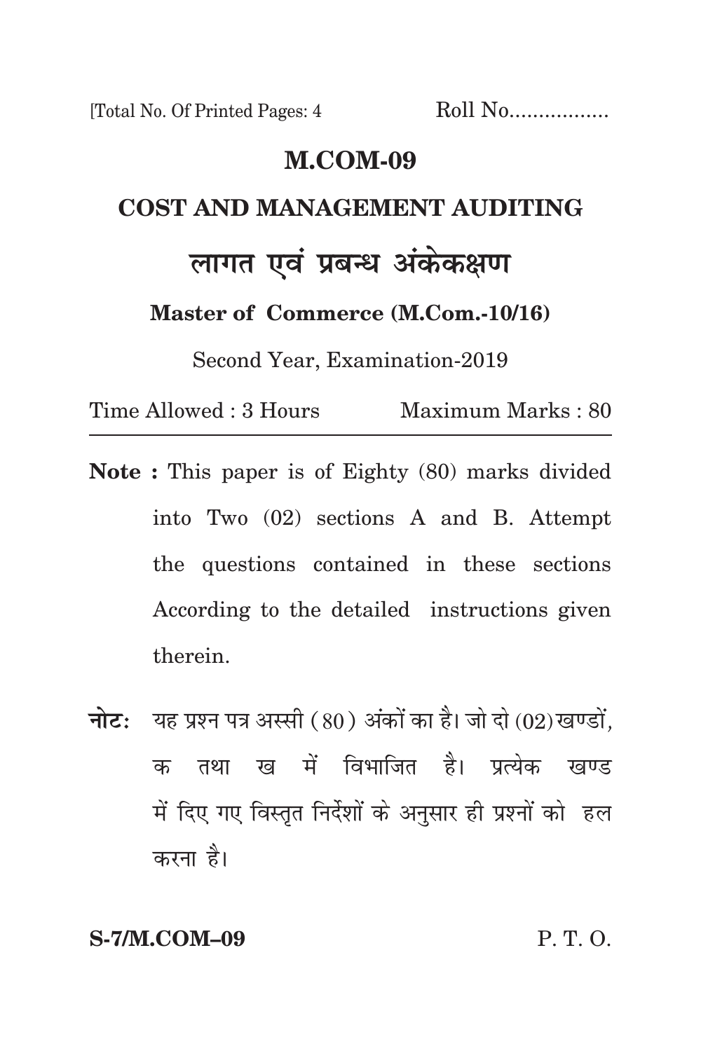[Total No. Of Printed Pages: 4 Roll No.................

# M.COM-09

## COST AND MANAGEMENT AUDITING

## लागत एवं प्रबन्ध अंकेकक्षण

**Master of Commerce (M.Com.-10/16)**

Second Year, Examination-2019

Time Allowed : 3 Hours Maximum Marks : 80

---

**Note :** This paper is of Eighty (80) marks divided into Two (02) sections A and B. Attempt the questions contained in these sections According to the detailed instructions given therein.

**नोटः** यह प्रश्न पत्र अस्सी (80) अंकों का है। जो दो (02) खण्डों, क तथा ख में विभाजित है। प्रत्येक खण्ड में दिए गए विस्तृत निर्देशों के अनुसार ही प्रश्नों को हल करना है।

**S-7/M.COM–09** P. T. O.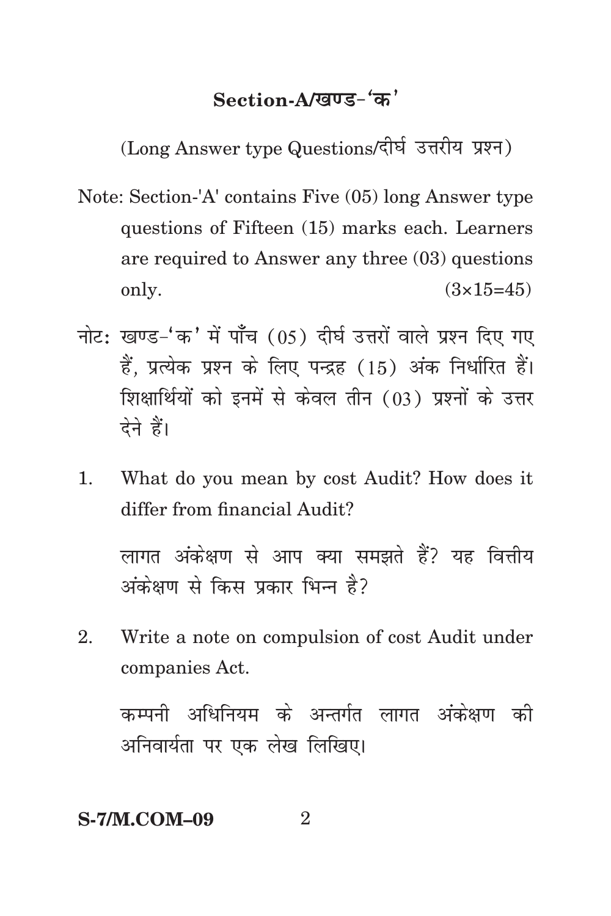## Section-A/खण्ड-'क'

(Long Answer type Questions/दीर्घ उत्तरीय प्रश्न)

Note: Section-'A' contains Five (05) long Answer type questions of Fifteen (15) marks each. Learners are required to Answer any three (03) questions only. (3×15=45)

नोट: खण्ड-'क' में पाँच (05) दीर्घ उत्तरों वाले प्रश्न दिए गए हैं, प्रत्येक प्रश्न के लिए पन्द्रह (15) अंक निर्धारित हैं। शिक्षार्थियों को इनमें से केवल तीन (03) प्रश्नों के उत्तर देने हैं।

1. What do you mean by cost Audit? How does it differ from financial Audit?

   लागत अंकेक्षण से आप क्या समझते हैं? यह वित्तीय अंकेक्षण से किस प्रकार भिन्न है?

2. Write a note on compulsion of cost Audit under companies Act.

   कम्पनी अधिनियम के अन्तर्गत लागत अंकेक्षण की अनिवार्यता पर एक लेख लिखिए।

**S-7/M.COM–09**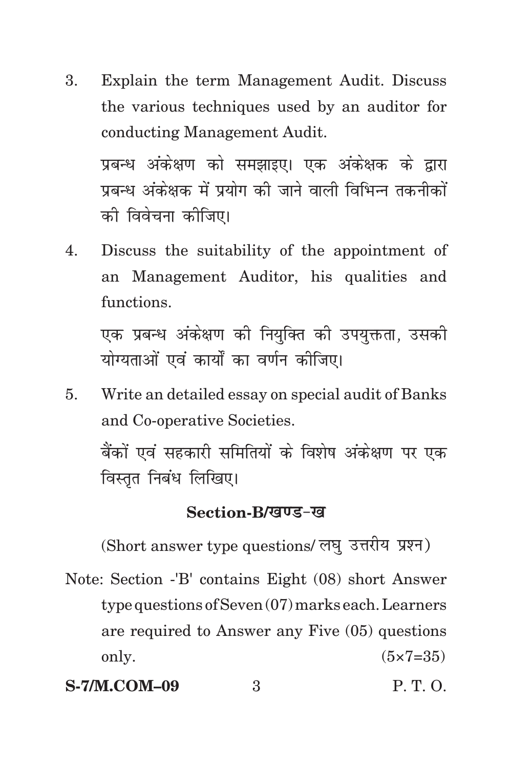3. Explain the term Management Audit. Discuss the various techniques used by an auditor for conducting Management Audit.

   प्रबन्ध अंकेक्षण को समझाइए। एक अंकेक्षक के द्वारा प्रबन्ध अंकेक्षक में प्रयोग की जाने वाली विभिन्न तकनीकों की विवेचना कीजिए।

4. Discuss the suitability of the appointment of an Management Auditor, his qualities and functions.

   एक प्रबन्ध अंकेक्षण की नियुक्ति की उपयुक्तता, उसकी योग्यताओं एवं कार्यों का वर्णन कीजिए।

5. Write an detailed essay on special audit of Banks and Co-operative Societies.

   बैंकों एवं सहकारी समितियों के विशेष अंकेक्षण पर एक विस्तृत निबंध लिखिए।

## Section-B/खण्ड-ख

(Short answer type questions/ लघु उत्तरीय प्रश्न)

Note: Section -'B' contains Eight (08) short Answer type questions of Seven (07) marks each. Learners are required to Answer any Five (05) questions only. (5×7=35)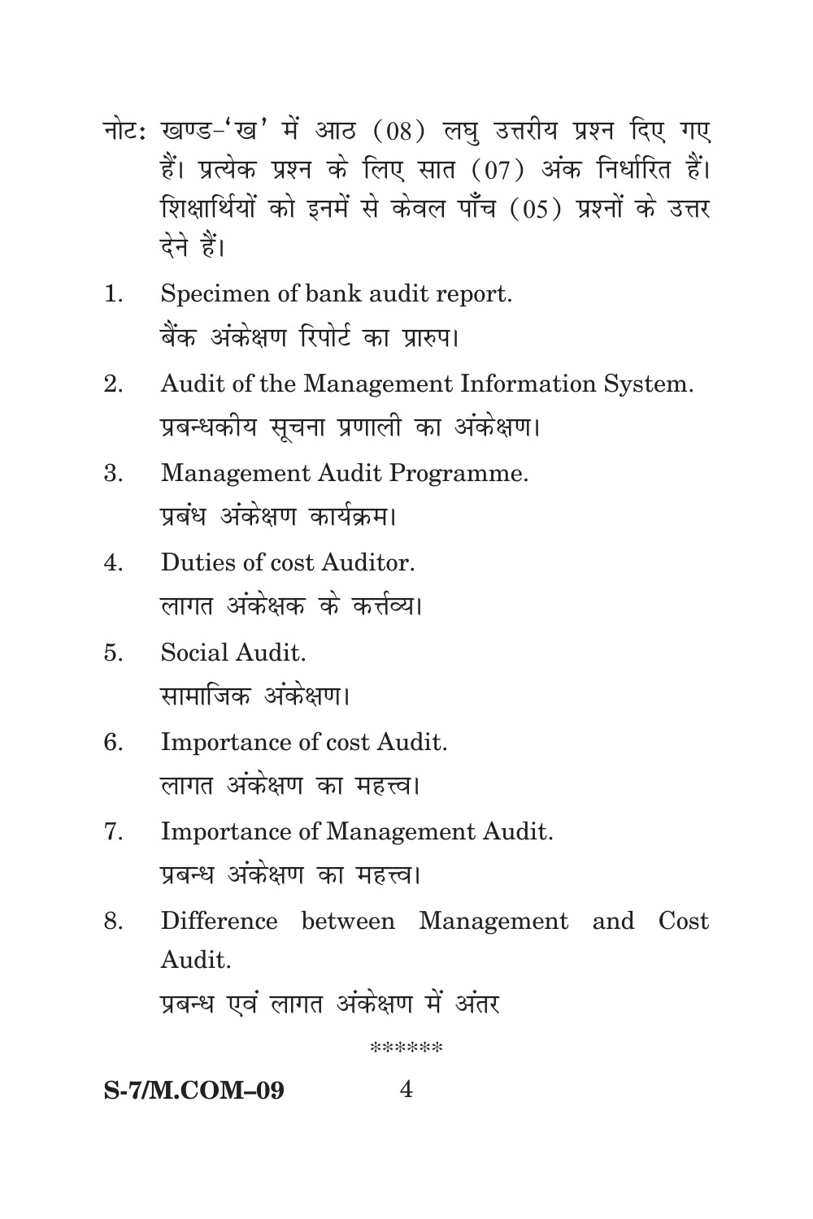नोट: खण्ड-'ख' में आठ (08) लघु उत्तरीय प्रश्न दिए गए हैं। प्रत्येक प्रश्न के लिए सात (07) अंक निर्धारित हैं। शिक्षार्थियों को इनमें से केवल पाँच (05) प्रश्नों के उत्तर देने हैं।

1. Specimen of bank audit report.
   बैंक अंकेक्षण रिपोर्ट का प्रारुप।

2. Audit of the Management Information System.
   प्रबन्धकीय सूचना प्रणाली का अंकेक्षण।

3. Management Audit Programme.
   प्रबंध अंकेक्षण कार्यक्रम।

4. Duties of cost Auditor.
   लागत अंकेक्षक के कर्त्तव्य।

5. Social Audit.
   सामाजिक अंकेक्षण।

6. Importance of cost Audit.
   लागत अंकेक्षण का महत्त्व।

7. Importance of Management Audit.
   प्रबन्ध अंकेक्षण का महत्त्व।

8. Difference between Management and Cost Audit.
   प्रबन्ध एवं लागत अंकेक्षण में अंतर

******

S-7/M.COM–09